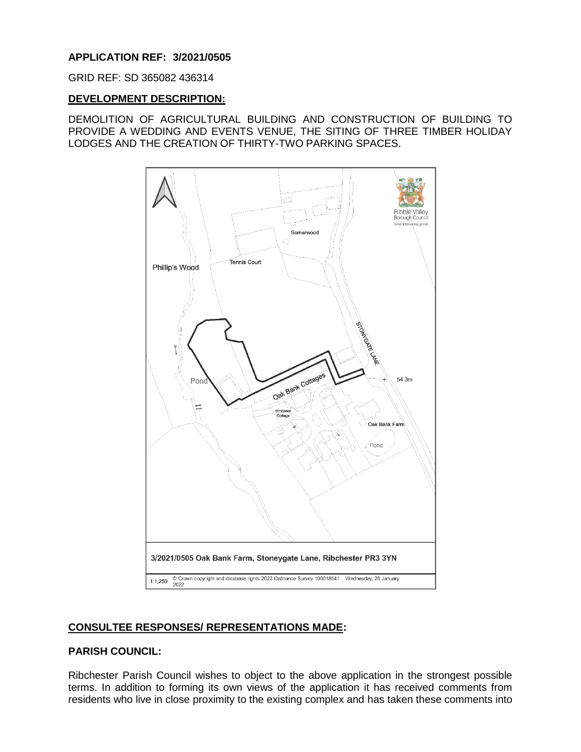**APPLICATION REF: 3/2021/0505**

GRID REF: SD 365082 436314

**DEVELOPMENT DESCRIPTION:**

DEMOLITION OF AGRICULTURAL BUILDING AND CONSTRUCTION OF BUILDING TO PROVIDE A WEDDING AND EVENTS VENUE, THE SITING OF THREE TIMBER HOLIDAY LODGES AND THE CREATION OF THIRTY-TWO PARKING SPACES.

3/2021/0505 Oak Bank Farm, Stoneygate Lane, Ribchester PR3 3YN

1:1,250 © Crown copyright and database rights 2022 Ordnance Survey 100018641 Wednesday, 26 January 2022

**CONSULTEE RESPONSES/ REPRESENTATIONS MADE:**

**PARISH COUNCIL:**

Ribchester Parish Council wishes to object to the above application in the strongest possible terms. In addition to forming its own views of the application it has received comments from residents who live in close proximity to the existing complex and has taken these comments into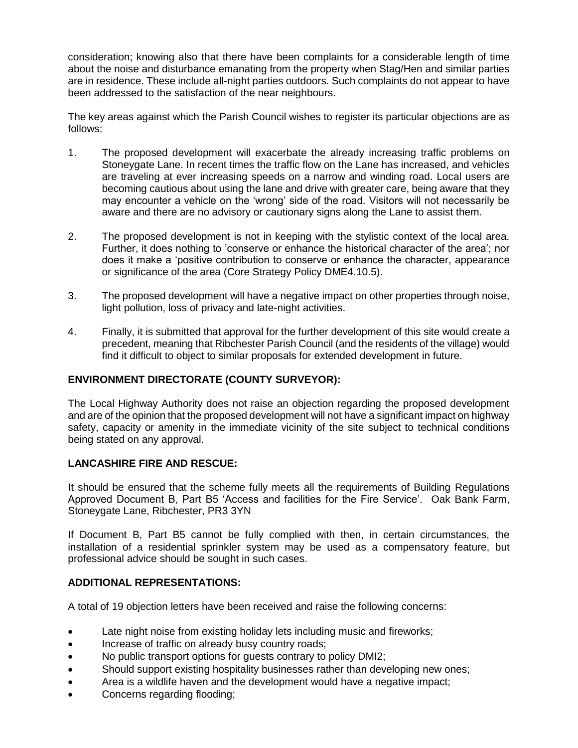consideration; knowing also that there have been complaints for a considerable length of time about the noise and disturbance emanating from the property when Stag/Hen and similar parties are in residence. These include all-night parties outdoors. Such complaints do not appear to have been addressed to the satisfaction of the near neighbours.

The key areas against which the Parish Council wishes to register its particular objections are as follows:

1. The proposed development will exacerbate the already increasing traffic problems on Stoneygate Lane. In recent times the traffic flow on the Lane has increased, and vehicles are traveling at ever increasing speeds on a narrow and winding road. Local users are becoming cautious about using the lane and drive with greater care, being aware that they may encounter a vehicle on the 'wrong' side of the road. Visitors will not necessarily be aware and there are no advisory or cautionary signs along the Lane to assist them.

2. The proposed development is not in keeping with the stylistic context of the local area. Further, it does nothing to 'conserve or enhance the historical character of the area'; nor does it make a 'positive contribution to conserve or enhance the character, appearance or significance of the area (Core Strategy Policy DME4.10.5).

3. The proposed development will have a negative impact on other properties through noise, light pollution, loss of privacy and late-night activities.

4. Finally, it is submitted that approval for the further development of this site would create a precedent, meaning that Ribchester Parish Council (and the residents of the village) would find it difficult to object to similar proposals for extended development in future.

## ENVIRONMENT DIRECTORATE (COUNTY SURVEYOR):

The Local Highway Authority does not raise an objection regarding the proposed development and are of the opinion that the proposed development will not have a significant impact on highway safety, capacity or amenity in the immediate vicinity of the site subject to technical conditions being stated on any approval.

## LANCASHIRE FIRE AND RESCUE:

It should be ensured that the scheme fully meets all the requirements of Building Regulations Approved Document B, Part B5 'Access and facilities for the Fire Service'. Oak Bank Farm, Stoneygate Lane, Ribchester, PR3 3YN

If Document B, Part B5 cannot be fully complied with then, in certain circumstances, the installation of a residential sprinkler system may be used as a compensatory feature, but professional advice should be sought in such cases.

## ADDITIONAL REPRESENTATIONS:

A total of 19 objection letters have been received and raise the following concerns:

- Late night noise from existing holiday lets including music and fireworks;
- Increase of traffic on already busy country roads;
- No public transport options for guests contrary to policy DMI2;
- Should support existing hospitality businesses rather than developing new ones;
- Area is a wildlife haven and the development would have a negative impact;
- Concerns regarding flooding;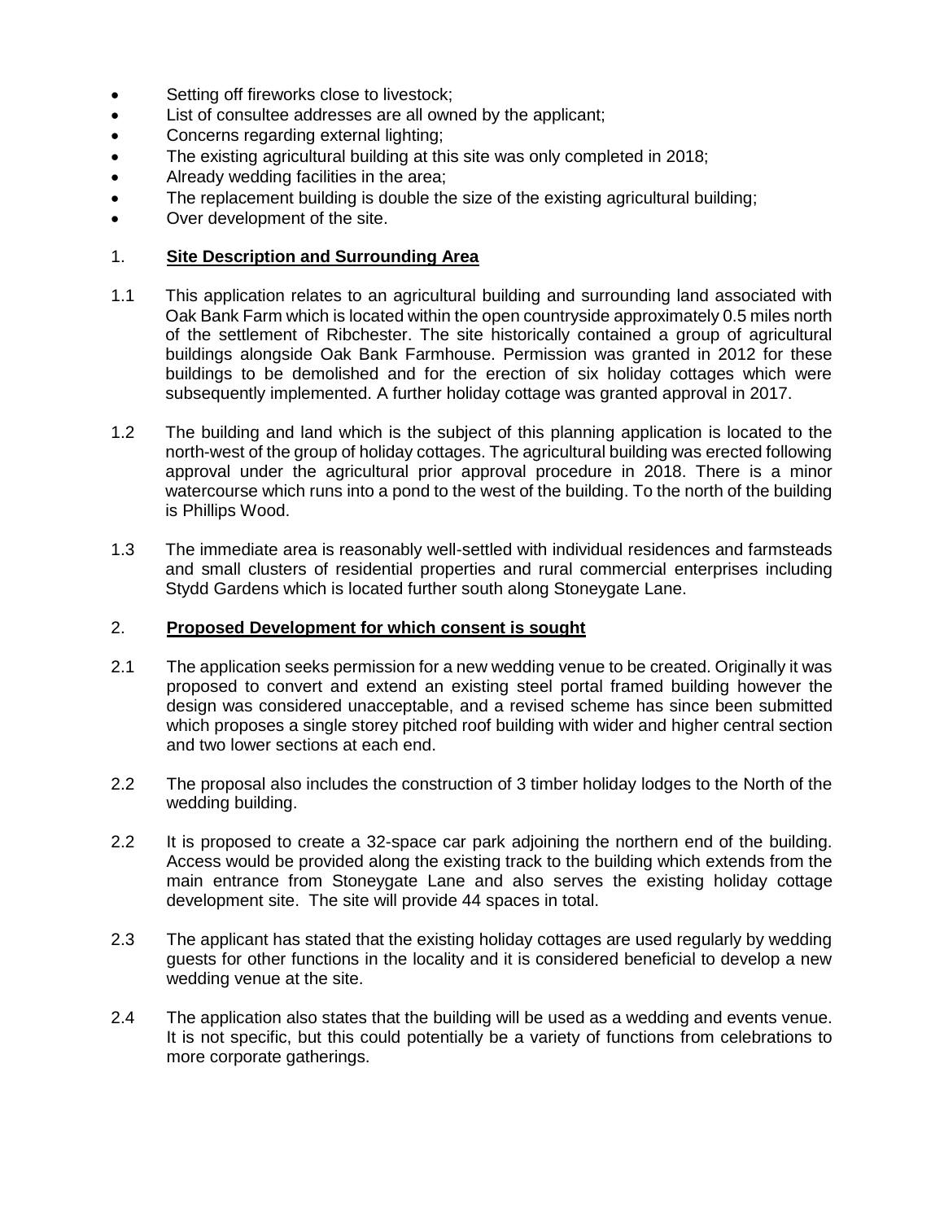- Setting off fireworks close to livestock;
- List of consultee addresses are all owned by the applicant;
- Concerns regarding external lighting;
- The existing agricultural building at this site was only completed in 2018;
- Already wedding facilities in the area;
- The replacement building is double the size of the existing agricultural building;
- Over development of the site.

## 1. **Site Description and Surrounding Area**

1.1 This application relates to an agricultural building and surrounding land associated with Oak Bank Farm which is located within the open countryside approximately 0.5 miles north of the settlement of Ribchester. The site historically contained a group of agricultural buildings alongside Oak Bank Farmhouse. Permission was granted in 2012 for these buildings to be demolished and for the erection of six holiday cottages which were subsequently implemented. A further holiday cottage was granted approval in 2017.

1.2 The building and land which is the subject of this planning application is located to the north-west of the group of holiday cottages. The agricultural building was erected following approval under the agricultural prior approval procedure in 2018. There is a minor watercourse which runs into a pond to the west of the building. To the north of the building is Phillips Wood.

1.3 The immediate area is reasonably well-settled with individual residences and farmsteads and small clusters of residential properties and rural commercial enterprises including Stydd Gardens which is located further south along Stoneygate Lane.

## 2. **Proposed Development for which consent is sought**

2.1 The application seeks permission for a new wedding venue to be created. Originally it was proposed to convert and extend an existing steel portal framed building however the design was considered unacceptable, and a revised scheme has since been submitted which proposes a single storey pitched roof building with wider and higher central section and two lower sections at each end.

2.2 The proposal also includes the construction of 3 timber holiday lodges to the North of the wedding building.

2.2 It is proposed to create a 32-space car park adjoining the northern end of the building. Access would be provided along the existing track to the building which extends from the main entrance from Stoneygate Lane and also serves the existing holiday cottage development site. The site will provide 44 spaces in total.

2.3 The applicant has stated that the existing holiday cottages are used regularly by wedding guests for other functions in the locality and it is considered beneficial to develop a new wedding venue at the site.

2.4 The application also states that the building will be used as a wedding and events venue. It is not specific, but this could potentially be a variety of functions from celebrations to more corporate gatherings.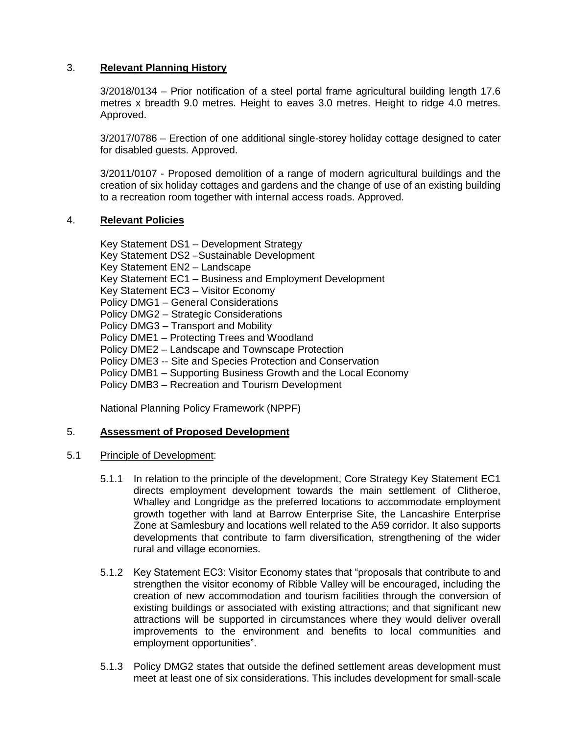## 3. **Relevant Planning History**

3/2018/0134 – Prior notification of a steel portal frame agricultural building length 17.6 metres x breadth 9.0 metres. Height to eaves 3.0 metres. Height to ridge 4.0 metres. Approved.

3/2017/0786 – Erection of one additional single-storey holiday cottage designed to cater for disabled guests. Approved.

3/2011/0107 - Proposed demolition of a range of modern agricultural buildings and the creation of six holiday cottages and gardens and the change of use of an existing building to a recreation room together with internal access roads. Approved.

## 4. **Relevant Policies**

Key Statement DS1 – Development Strategy
Key Statement DS2 –Sustainable Development
Key Statement EN2 – Landscape
Key Statement EC1 – Business and Employment Development
Key Statement EC3 – Visitor Economy
Policy DMG1 – General Considerations
Policy DMG2 – Strategic Considerations
Policy DMG3 – Transport and Mobility
Policy DME1 – Protecting Trees and Woodland
Policy DME2 – Landscape and Townscape Protection
Policy DME3 -- Site and Species Protection and Conservation
Policy DMB1 – Supporting Business Growth and the Local Economy
Policy DMB3 – Recreation and Tourism Development

National Planning Policy Framework (NPPF)

## 5. **Assessment of Proposed Development**

### 5.1 Principle of Development:

5.1.1 In relation to the principle of the development, Core Strategy Key Statement EC1 directs employment development towards the main settlement of Clitheroe, Whalley and Longridge as the preferred locations to accommodate employment growth together with land at Barrow Enterprise Site, the Lancashire Enterprise Zone at Samlesbury and locations well related to the A59 corridor. It also supports developments that contribute to farm diversification, strengthening of the wider rural and village economies.

5.1.2 Key Statement EC3: Visitor Economy states that "proposals that contribute to and strengthen the visitor economy of Ribble Valley will be encouraged, including the creation of new accommodation and tourism facilities through the conversion of existing buildings or associated with existing attractions; and that significant new attractions will be supported in circumstances where they would deliver overall improvements to the environment and benefits to local communities and employment opportunities".

5.1.3 Policy DMG2 states that outside the defined settlement areas development must meet at least one of six considerations. This includes development for small-scale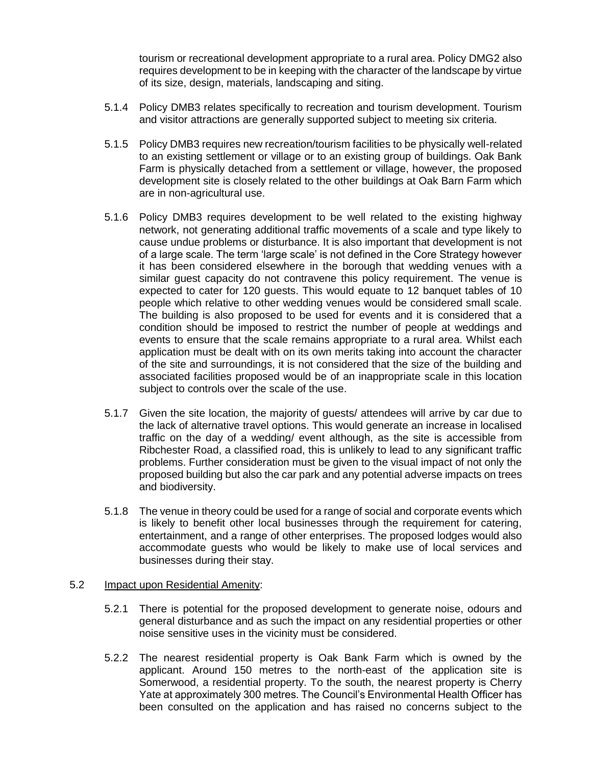tourism or recreational development appropriate to a rural area. Policy DMG2 also requires development to be in keeping with the character of the landscape by virtue of its size, design, materials, landscaping and siting.

5.1.4 Policy DMB3 relates specifically to recreation and tourism development. Tourism and visitor attractions are generally supported subject to meeting six criteria.

5.1.5 Policy DMB3 requires new recreation/tourism facilities to be physically well-related to an existing settlement or village or to an existing group of buildings. Oak Bank Farm is physically detached from a settlement or village, however, the proposed development site is closely related to the other buildings at Oak Barn Farm which are in non-agricultural use.

5.1.6 Policy DMB3 requires development to be well related to the existing highway network, not generating additional traffic movements of a scale and type likely to cause undue problems or disturbance. It is also important that development is not of a large scale. The term 'large scale' is not defined in the Core Strategy however it has been considered elsewhere in the borough that wedding venues with a similar guest capacity do not contravene this policy requirement. The venue is expected to cater for 120 guests. This would equate to 12 banquet tables of 10 people which relative to other wedding venues would be considered small scale. The building is also proposed to be used for events and it is considered that a condition should be imposed to restrict the number of people at weddings and events to ensure that the scale remains appropriate to a rural area. Whilst each application must be dealt with on its own merits taking into account the character of the site and surroundings, it is not considered that the size of the building and associated facilities proposed would be of an inappropriate scale in this location subject to controls over the scale of the use.

5.1.7 Given the site location, the majority of guests/ attendees will arrive by car due to the lack of alternative travel options. This would generate an increase in localised traffic on the day of a wedding/ event although, as the site is accessible from Ribchester Road, a classified road, this is unlikely to lead to any significant traffic problems. Further consideration must be given to the visual impact of not only the proposed building but also the car park and any potential adverse impacts on trees and biodiversity.

5.1.8 The venue in theory could be used for a range of social and corporate events which is likely to benefit other local businesses through the requirement for catering, entertainment, and a range of other enterprises. The proposed lodges would also accommodate guests who would be likely to make use of local services and businesses during their stay.

5.2 Impact upon Residential Amenity:

5.2.1 There is potential for the proposed development to generate noise, odours and general disturbance and as such the impact on any residential properties or other noise sensitive uses in the vicinity must be considered.

5.2.2 The nearest residential property is Oak Bank Farm which is owned by the applicant. Around 150 metres to the north-east of the application site is Somerwood, a residential property. To the south, the nearest property is Cherry Yate at approximately 300 metres. The Council's Environmental Health Officer has been consulted on the application and has raised no concerns subject to the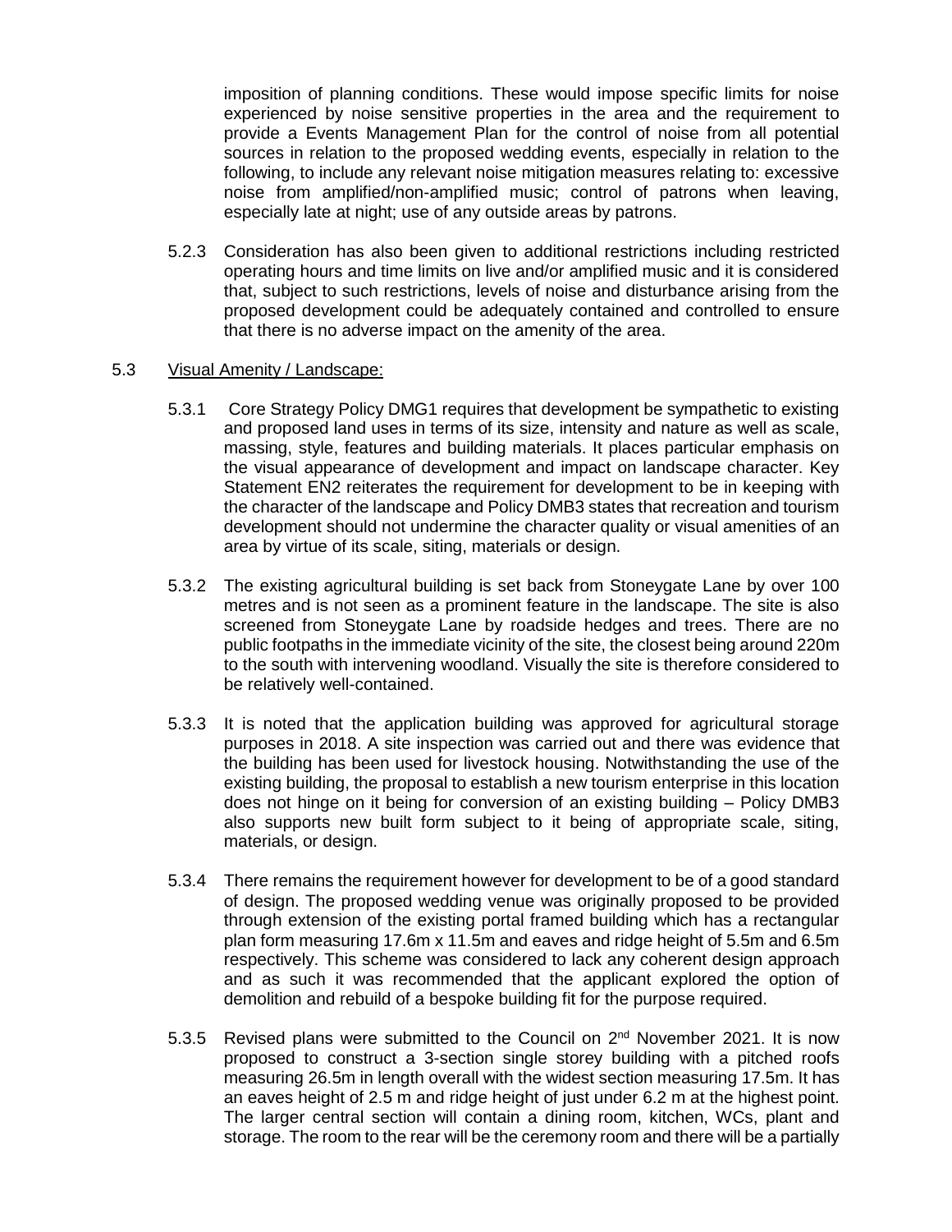imposition of planning conditions. These would impose specific limits for noise experienced by noise sensitive properties in the area and the requirement to provide a Events Management Plan for the control of noise from all potential sources in relation to the proposed wedding events, especially in relation to the following, to include any relevant noise mitigation measures relating to: excessive noise from amplified/non-amplified music; control of patrons when leaving, especially late at night; use of any outside areas by patrons.

5.2.3 Consideration has also been given to additional restrictions including restricted operating hours and time limits on live and/or amplified music and it is considered that, subject to such restrictions, levels of noise and disturbance arising from the proposed development could be adequately contained and controlled to ensure that there is no adverse impact on the amenity of the area.

5.3 Visual Amenity / Landscape:

5.3.1 Core Strategy Policy DMG1 requires that development be sympathetic to existing and proposed land uses in terms of its size, intensity and nature as well as scale, massing, style, features and building materials. It places particular emphasis on the visual appearance of development and impact on landscape character. Key Statement EN2 reiterates the requirement for development to be in keeping with the character of the landscape and Policy DMB3 states that recreation and tourism development should not undermine the character quality or visual amenities of an area by virtue of its scale, siting, materials or design.

5.3.2 The existing agricultural building is set back from Stoneygate Lane by over 100 metres and is not seen as a prominent feature in the landscape. The site is also screened from Stoneygate Lane by roadside hedges and trees. There are no public footpaths in the immediate vicinity of the site, the closest being around 220m to the south with intervening woodland. Visually the site is therefore considered to be relatively well-contained.

5.3.3 It is noted that the application building was approved for agricultural storage purposes in 2018. A site inspection was carried out and there was evidence that the building has been used for livestock housing. Notwithstanding the use of the existing building, the proposal to establish a new tourism enterprise in this location does not hinge on it being for conversion of an existing building – Policy DMB3 also supports new built form subject to it being of appropriate scale, siting, materials, or design.

5.3.4 There remains the requirement however for development to be of a good standard of design. The proposed wedding venue was originally proposed to be provided through extension of the existing portal framed building which has a rectangular plan form measuring 17.6m x 11.5m and eaves and ridge height of 5.5m and 6.5m respectively. This scheme was considered to lack any coherent design approach and as such it was recommended that the applicant explored the option of demolition and rebuild of a bespoke building fit for the purpose required.

5.3.5 Revised plans were submitted to the Council on 2nd November 2021. It is now proposed to construct a 3-section single storey building with a pitched roofs measuring 26.5m in length overall with the widest section measuring 17.5m. It has an eaves height of 2.5 m and ridge height of just under 6.2 m at the highest point. The larger central section will contain a dining room, kitchen, WCs, plant and storage. The room to the rear will be the ceremony room and there will be a partially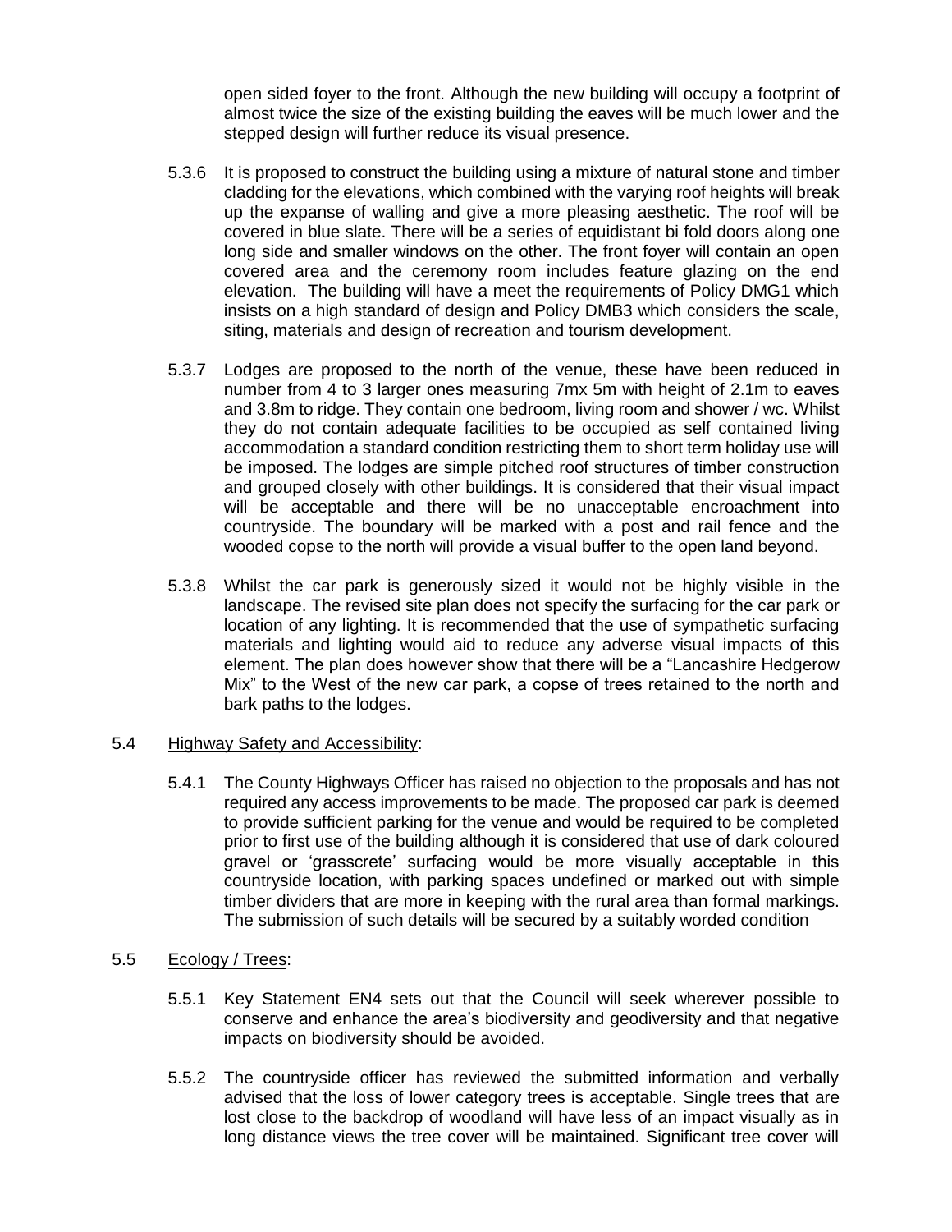open sided foyer to the front. Although the new building will occupy a footprint of almost twice the size of the existing building the eaves will be much lower and the stepped design will further reduce its visual presence.

5.3.6 It is proposed to construct the building using a mixture of natural stone and timber cladding for the elevations, which combined with the varying roof heights will break up the expanse of walling and give a more pleasing aesthetic. The roof will be covered in blue slate. There will be a series of equidistant bi fold doors along one long side and smaller windows on the other. The front foyer will contain an open covered area and the ceremony room includes feature glazing on the end elevation. The building will have a meet the requirements of Policy DMG1 which insists on a high standard of design and Policy DMB3 which considers the scale, siting, materials and design of recreation and tourism development.

5.3.7 Lodges are proposed to the north of the venue, these have been reduced in number from 4 to 3 larger ones measuring 7mx 5m with height of 2.1m to eaves and 3.8m to ridge. They contain one bedroom, living room and shower / wc. Whilst they do not contain adequate facilities to be occupied as self contained living accommodation a standard condition restricting them to short term holiday use will be imposed. The lodges are simple pitched roof structures of timber construction and grouped closely with other buildings. It is considered that their visual impact will be acceptable and there will be no unacceptable encroachment into countryside. The boundary will be marked with a post and rail fence and the wooded copse to the north will provide a visual buffer to the open land beyond.

5.3.8 Whilst the car park is generously sized it would not be highly visible in the landscape. The revised site plan does not specify the surfacing for the car park or location of any lighting. It is recommended that the use of sympathetic surfacing materials and lighting would aid to reduce any adverse visual impacts of this element. The plan does however show that there will be a "Lancashire Hedgerow Mix" to the West of the new car park, a copse of trees retained to the north and bark paths to the lodges.

5.4 Highway Safety and Accessibility:

5.4.1 The County Highways Officer has raised no objection to the proposals and has not required any access improvements to be made. The proposed car park is deemed to provide sufficient parking for the venue and would be required to be completed prior to first use of the building although it is considered that use of dark coloured gravel or 'grasscrete' surfacing would be more visually acceptable in this countryside location, with parking spaces undefined or marked out with simple timber dividers that are more in keeping with the rural area than formal markings. The submission of such details will be secured by a suitably worded condition

5.5 Ecology / Trees:

5.5.1 Key Statement EN4 sets out that the Council will seek wherever possible to conserve and enhance the area's biodiversity and geodiversity and that negative impacts on biodiversity should be avoided.

5.5.2 The countryside officer has reviewed the submitted information and verbally advised that the loss of lower category trees is acceptable. Single trees that are lost close to the backdrop of woodland will have less of an impact visually as in long distance views the tree cover will be maintained. Significant tree cover will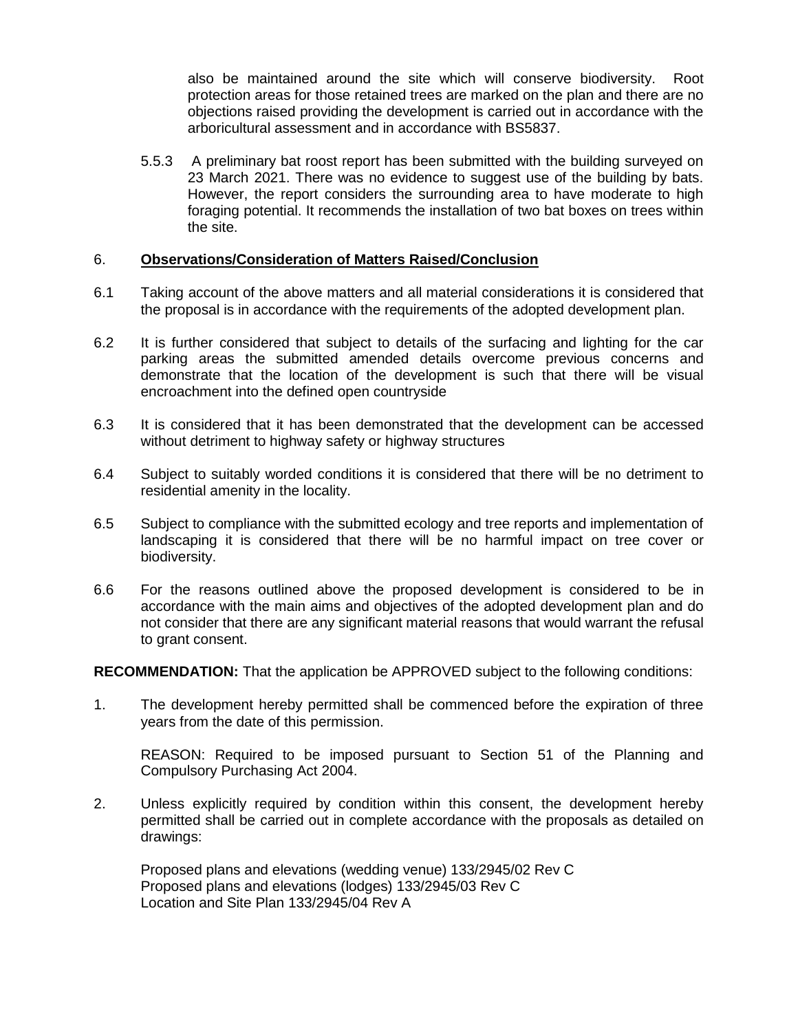also be maintained around the site which will conserve biodiversity. Root protection areas for those retained trees are marked on the plan and there are no objections raised providing the development is carried out in accordance with the arboricultural assessment and in accordance with BS5837.

5.5.3 A preliminary bat roost report has been submitted with the building surveyed on 23 March 2021. There was no evidence to suggest use of the building by bats. However, the report considers the surrounding area to have moderate to high foraging potential. It recommends the installation of two bat boxes on trees within the site.

## 6. Observations/Consideration of Matters Raised/Conclusion

6.1 Taking account of the above matters and all material considerations it is considered that the proposal is in accordance with the requirements of the adopted development plan.

6.2 It is further considered that subject to details of the surfacing and lighting for the car parking areas the submitted amended details overcome previous concerns and demonstrate that the location of the development is such that there will be visual encroachment into the defined open countryside

6.3 It is considered that it has been demonstrated that the development can be accessed without detriment to highway safety or highway structures

6.4 Subject to suitably worded conditions it is considered that there will be no detriment to residential amenity in the locality.

6.5 Subject to compliance with the submitted ecology and tree reports and implementation of landscaping it is considered that there will be no harmful impact on tree cover or biodiversity.

6.6 For the reasons outlined above the proposed development is considered to be in accordance with the main aims and objectives of the adopted development plan and do not consider that there are any significant material reasons that would warrant the refusal to grant consent.

**RECOMMENDATION:** That the application be APPROVED subject to the following conditions:

1. The development hereby permitted shall be commenced before the expiration of three years from the date of this permission.

   REASON: Required to be imposed pursuant to Section 51 of the Planning and Compulsory Purchasing Act 2004.

2. Unless explicitly required by condition within this consent, the development hereby permitted shall be carried out in complete accordance with the proposals as detailed on drawings:

   Proposed plans and elevations (wedding venue) 133/2945/02 Rev C
   Proposed plans and elevations (lodges) 133/2945/03 Rev C
   Location and Site Plan 133/2945/04 Rev A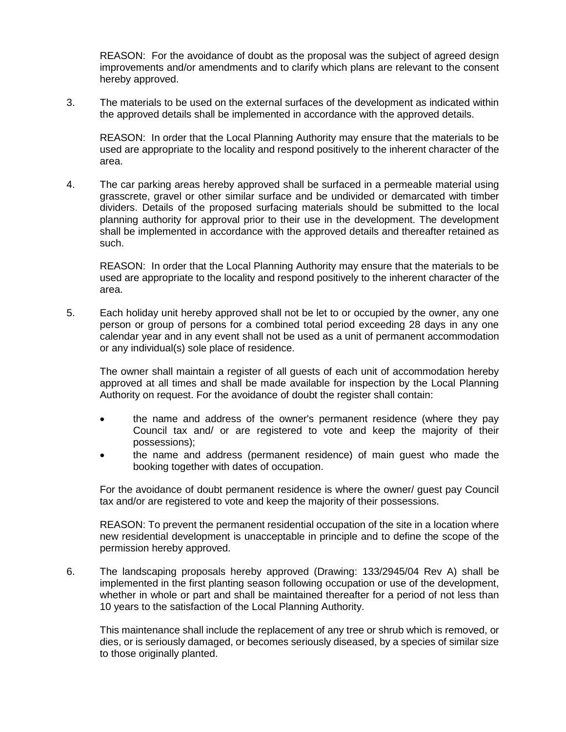REASON: For the avoidance of doubt as the proposal was the subject of agreed design improvements and/or amendments and to clarify which plans are relevant to the consent hereby approved.

3. The materials to be used on the external surfaces of the development as indicated within the approved details shall be implemented in accordance with the approved details.

   REASON: In order that the Local Planning Authority may ensure that the materials to be used are appropriate to the locality and respond positively to the inherent character of the area.

4. The car parking areas hereby approved shall be surfaced in a permeable material using grasscrete, gravel or other similar surface and be undivided or demarcated with timber dividers. Details of the proposed surfacing materials should be submitted to the local planning authority for approval prior to their use in the development. The development shall be implemented in accordance with the approved details and thereafter retained as such.

   REASON: In order that the Local Planning Authority may ensure that the materials to be used are appropriate to the locality and respond positively to the inherent character of the area.

5. Each holiday unit hereby approved shall not be let to or occupied by the owner, any one person or group of persons for a combined total period exceeding 28 days in any one calendar year and in any event shall not be used as a unit of permanent accommodation or any individual(s) sole place of residence.

   The owner shall maintain a register of all guests of each unit of accommodation hereby approved at all times and shall be made available for inspection by the Local Planning Authority on request. For the avoidance of doubt the register shall contain:

   - the name and address of the owner's permanent residence (where they pay Council tax and/ or are registered to vote and keep the majority of their possessions);
   - the name and address (permanent residence) of main guest who made the booking together with dates of occupation.

   For the avoidance of doubt permanent residence is where the owner/ guest pay Council tax and/or are registered to vote and keep the majority of their possessions.

   REASON: To prevent the permanent residential occupation of the site in a location where new residential development is unacceptable in principle and to define the scope of the permission hereby approved.

6. The landscaping proposals hereby approved (Drawing: 133/2945/04 Rev A) shall be implemented in the first planting season following occupation or use of the development, whether in whole or part and shall be maintained thereafter for a period of not less than 10 years to the satisfaction of the Local Planning Authority.

   This maintenance shall include the replacement of any tree or shrub which is removed, or dies, or is seriously damaged, or becomes seriously diseased, by a species of similar size to those originally planted.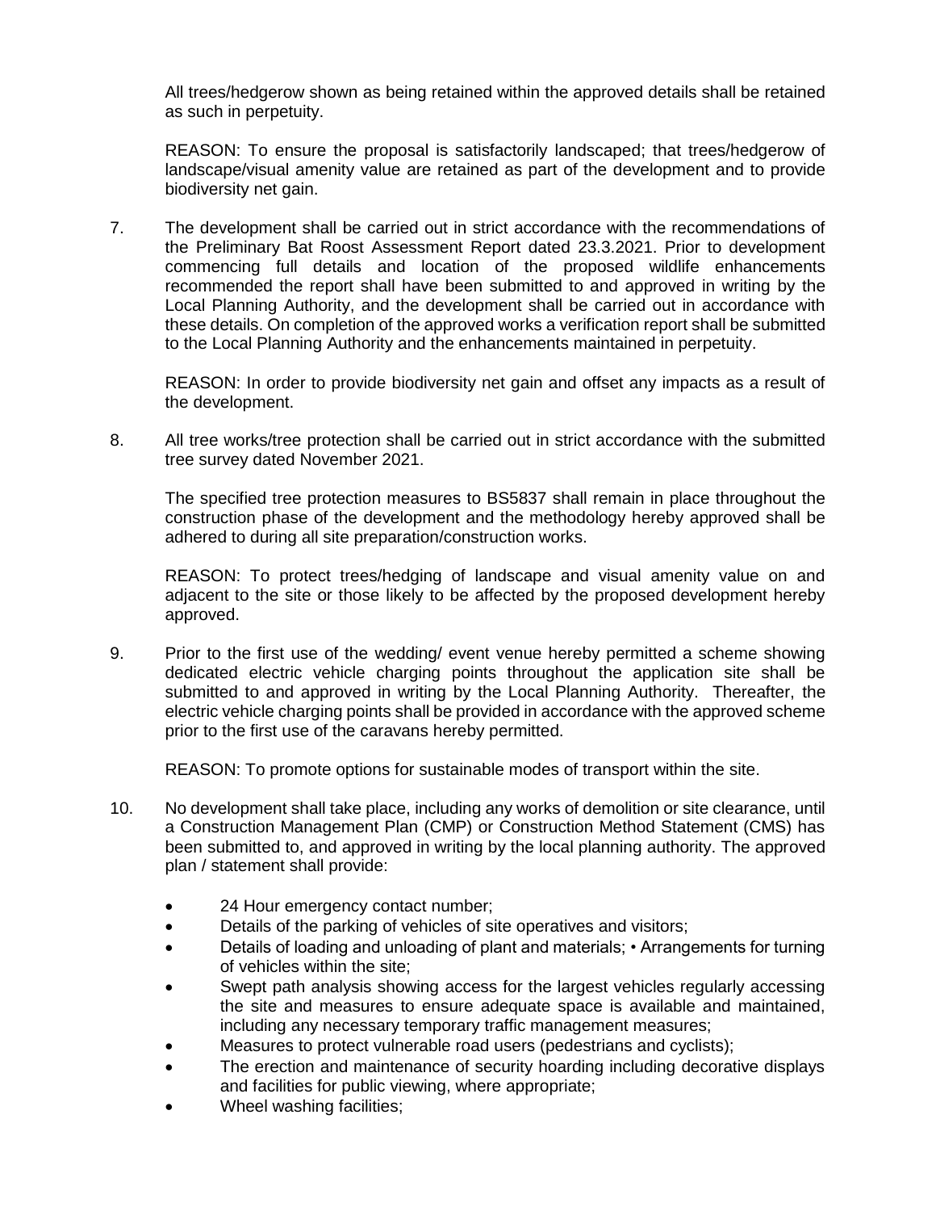All trees/hedgerow shown as being retained within the approved details shall be retained as such in perpetuity.

REASON: To ensure the proposal is satisfactorily landscaped; that trees/hedgerow of landscape/visual amenity value are retained as part of the development and to provide biodiversity net gain.

7. The development shall be carried out in strict accordance with the recommendations of the Preliminary Bat Roost Assessment Report dated 23.3.2021. Prior to development commencing full details and location of the proposed wildlife enhancements recommended the report shall have been submitted to and approved in writing by the Local Planning Authority, and the development shall be carried out in accordance with these details. On completion of the approved works a verification report shall be submitted to the Local Planning Authority and the enhancements maintained in perpetuity.

   REASON: In order to provide biodiversity net gain and offset any impacts as a result of the development.

8. All tree works/tree protection shall be carried out in strict accordance with the submitted tree survey dated November 2021.

   The specified tree protection measures to BS5837 shall remain in place throughout the construction phase of the development and the methodology hereby approved shall be adhered to during all site preparation/construction works.

   REASON: To protect trees/hedging of landscape and visual amenity value on and adjacent to the site or those likely to be affected by the proposed development hereby approved.

9. Prior to the first use of the wedding/ event venue hereby permitted a scheme showing dedicated electric vehicle charging points throughout the application site shall be submitted to and approved in writing by the Local Planning Authority. Thereafter, the electric vehicle charging points shall be provided in accordance with the approved scheme prior to the first use of the caravans hereby permitted.

   REASON: To promote options for sustainable modes of transport within the site.

10. No development shall take place, including any works of demolition or site clearance, until a Construction Management Plan (CMP) or Construction Method Statement (CMS) has been submitted to, and approved in writing by the local planning authority. The approved plan / statement shall provide:

    - 24 Hour emergency contact number;
    - Details of the parking of vehicles of site operatives and visitors;
    - Details of loading and unloading of plant and materials; • Arrangements for turning of vehicles within the site;
    - Swept path analysis showing access for the largest vehicles regularly accessing the site and measures to ensure adequate space is available and maintained, including any necessary temporary traffic management measures;
    - Measures to protect vulnerable road users (pedestrians and cyclists);
    - The erection and maintenance of security hoarding including decorative displays and facilities for public viewing, where appropriate;
    - Wheel washing facilities;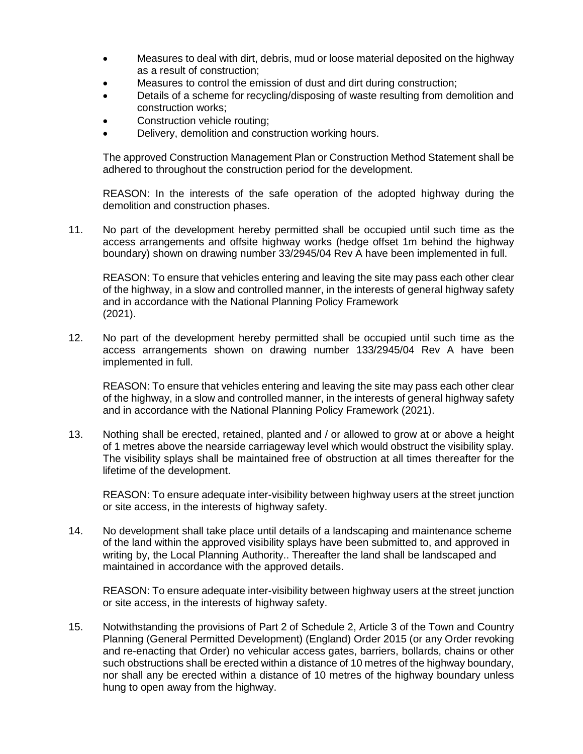- Measures to deal with dirt, debris, mud or loose material deposited on the highway as a result of construction;
- Measures to control the emission of dust and dirt during construction;
- Details of a scheme for recycling/disposing of waste resulting from demolition and construction works;
- Construction vehicle routing;
- Delivery, demolition and construction working hours.

The approved Construction Management Plan or Construction Method Statement shall be adhered to throughout the construction period for the development.

REASON: In the interests of the safe operation of the adopted highway during the demolition and construction phases.

11. No part of the development hereby permitted shall be occupied until such time as the access arrangements and offsite highway works (hedge offset 1m behind the highway boundary) shown on drawing number 33/2945/04 Rev A have been implemented in full.

    REASON: To ensure that vehicles entering and leaving the site may pass each other clear of the highway, in a slow and controlled manner, in the interests of general highway safety and in accordance with the National Planning Policy Framework (2021).

12. No part of the development hereby permitted shall be occupied until such time as the access arrangements shown on drawing number 133/2945/04 Rev A have been implemented in full.

    REASON: To ensure that vehicles entering and leaving the site may pass each other clear of the highway, in a slow and controlled manner, in the interests of general highway safety and in accordance with the National Planning Policy Framework (2021).

13. Nothing shall be erected, retained, planted and / or allowed to grow at or above a height of 1 metres above the nearside carriageway level which would obstruct the visibility splay. The visibility splays shall be maintained free of obstruction at all times thereafter for the lifetime of the development.

    REASON: To ensure adequate inter-visibility between highway users at the street junction or site access, in the interests of highway safety.

14. No development shall take place until details of a landscaping and maintenance scheme of the land within the approved visibility splays have been submitted to, and approved in writing by, the Local Planning Authority.. Thereafter the land shall be landscaped and maintained in accordance with the approved details.

    REASON: To ensure adequate inter-visibility between highway users at the street junction or site access, in the interests of highway safety.

15. Notwithstanding the provisions of Part 2 of Schedule 2, Article 3 of the Town and Country Planning (General Permitted Development) (England) Order 2015 (or any Order revoking and re-enacting that Order) no vehicular access gates, barriers, bollards, chains or other such obstructions shall be erected within a distance of 10 metres of the highway boundary, nor shall any be erected within a distance of 10 metres of the highway boundary unless hung to open away from the highway.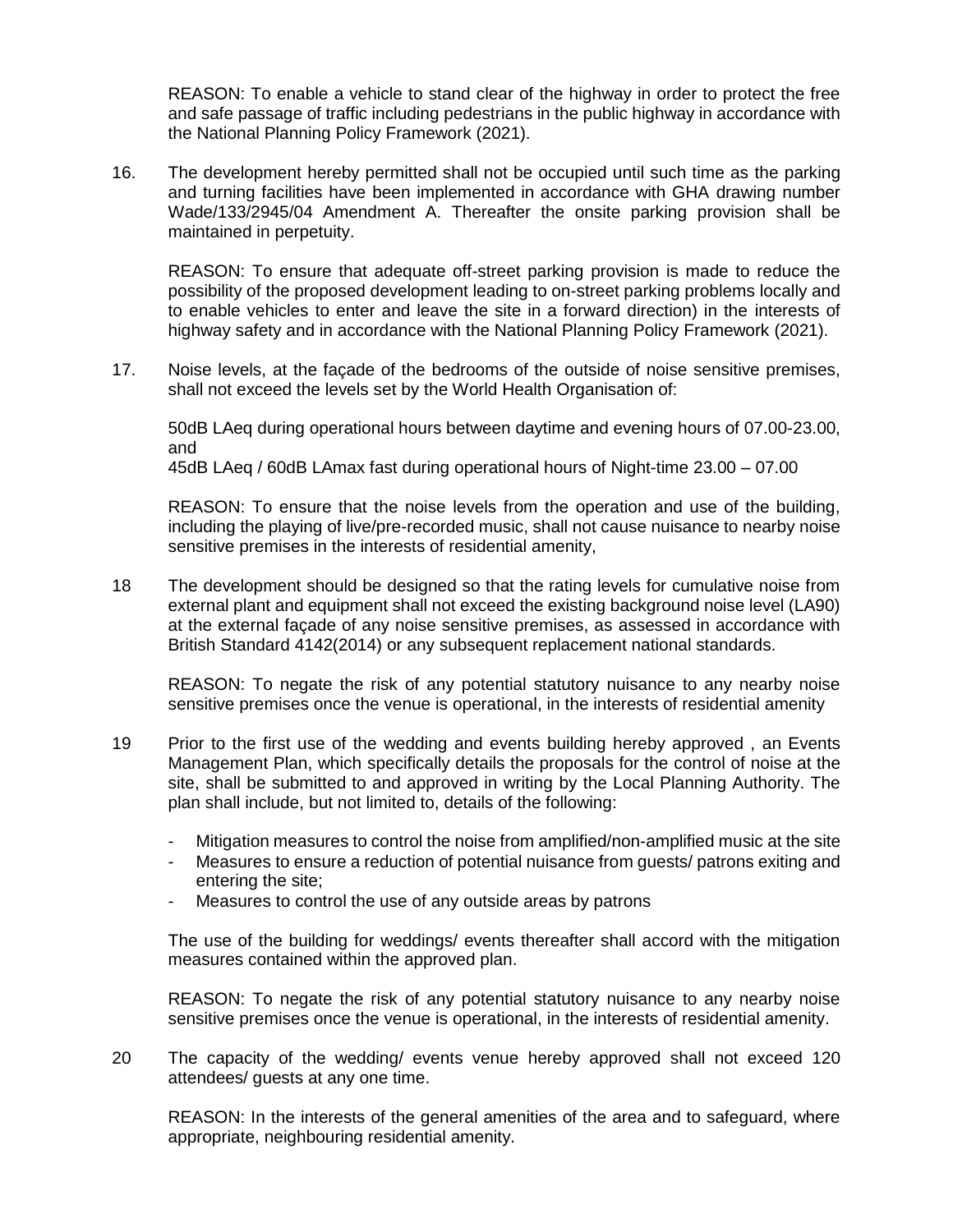REASON: To enable a vehicle to stand clear of the highway in order to protect the free and safe passage of traffic including pedestrians in the public highway in accordance with the National Planning Policy Framework (2021).

16. The development hereby permitted shall not be occupied until such time as the parking and turning facilities have been implemented in accordance with GHA drawing number Wade/133/2945/04 Amendment A. Thereafter the onsite parking provision shall be maintained in perpetuity.

    REASON: To ensure that adequate off-street parking provision is made to reduce the possibility of the proposed development leading to on-street parking problems locally and to enable vehicles to enter and leave the site in a forward direction) in the interests of highway safety and in accordance with the National Planning Policy Framework (2021).

17. Noise levels, at the façade of the bedrooms of the outside of noise sensitive premises, shall not exceed the levels set by the World Health Organisation of:

    50dB LAeq during operational hours between daytime and evening hours of 07.00-23.00, and
    45dB LAeq / 60dB LAmax fast during operational hours of Night-time 23.00 – 07.00

    REASON: To ensure that the noise levels from the operation and use of the building, including the playing of live/pre-recorded music, shall not cause nuisance to nearby noise sensitive premises in the interests of residential amenity,

18 The development should be designed so that the rating levels for cumulative noise from external plant and equipment shall not exceed the existing background noise level (LA90) at the external façade of any noise sensitive premises, as assessed in accordance with British Standard 4142(2014) or any subsequent replacement national standards.

    REASON: To negate the risk of any potential statutory nuisance to any nearby noise sensitive premises once the venue is operational, in the interests of residential amenity

19 Prior to the first use of the wedding and events building hereby approved , an Events Management Plan, which specifically details the proposals for the control of noise at the site, shall be submitted to and approved in writing by the Local Planning Authority. The plan shall include, but not limited to, details of the following:

    - Mitigation measures to control the noise from amplified/non-amplified music at the site
    - Measures to ensure a reduction of potential nuisance from guests/ patrons exiting and entering the site;
    - Measures to control the use of any outside areas by patrons

    The use of the building for weddings/ events thereafter shall accord with the mitigation measures contained within the approved plan.

    REASON: To negate the risk of any potential statutory nuisance to any nearby noise sensitive premises once the venue is operational, in the interests of residential amenity.

20 The capacity of the wedding/ events venue hereby approved shall not exceed 120 attendees/ guests at any one time.

    REASON: In the interests of the general amenities of the area and to safeguard, where appropriate, neighbouring residential amenity.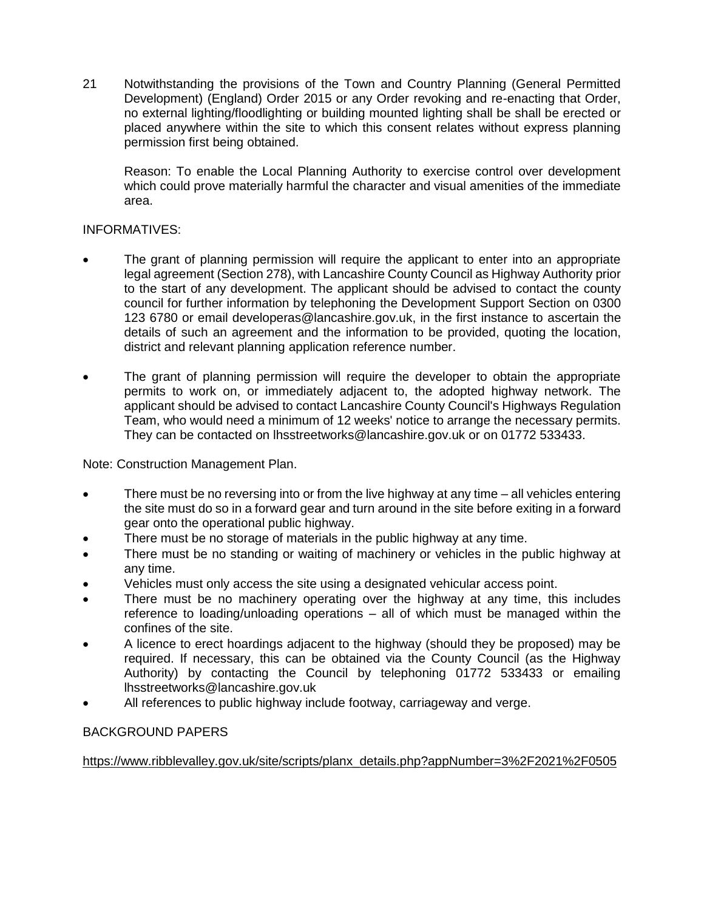21 Notwithstanding the provisions of the Town and Country Planning (General Permitted Development) (England) Order 2015 or any Order revoking and re-enacting that Order, no external lighting/floodlighting or building mounted lighting shall be shall be erected or placed anywhere within the site to which this consent relates without express planning permission first being obtained.

Reason: To enable the Local Planning Authority to exercise control over development which could prove materially harmful the character and visual amenities of the immediate area.

INFORMATIVES:

- The grant of planning permission will require the applicant to enter into an appropriate legal agreement (Section 278), with Lancashire County Council as Highway Authority prior to the start of any development. The applicant should be advised to contact the county council for further information by telephoning the Development Support Section on 0300 123 6780 or email developeras@lancashire.gov.uk, in the first instance to ascertain the details of such an agreement and the information to be provided, quoting the location, district and relevant planning application reference number.

- The grant of planning permission will require the developer to obtain the appropriate permits to work on, or immediately adjacent to, the adopted highway network. The applicant should be advised to contact Lancashire County Council's Highways Regulation Team, who would need a minimum of 12 weeks' notice to arrange the necessary permits. They can be contacted on lhsstreetworks@lancashire.gov.uk or on 01772 533433.

Note: Construction Management Plan.

- There must be no reversing into or from the live highway at any time – all vehicles entering the site must do so in a forward gear and turn around in the site before exiting in a forward gear onto the operational public highway.
- There must be no storage of materials in the public highway at any time.
- There must be no standing or waiting of machinery or vehicles in the public highway at any time.
- Vehicles must only access the site using a designated vehicular access point.
- There must be no machinery operating over the highway at any time, this includes reference to loading/unloading operations – all of which must be managed within the confines of the site.
- A licence to erect hoardings adjacent to the highway (should they be proposed) may be required. If necessary, this can be obtained via the County Council (as the Highway Authority) by contacting the Council by telephoning 01772 533433 or emailing lhsstreetworks@lancashire.gov.uk
- All references to public highway include footway, carriageway and verge.

BACKGROUND PAPERS

https://www.ribblevalley.gov.uk/site/scripts/planx_details.php?appNumber=3%2F2021%2F0505